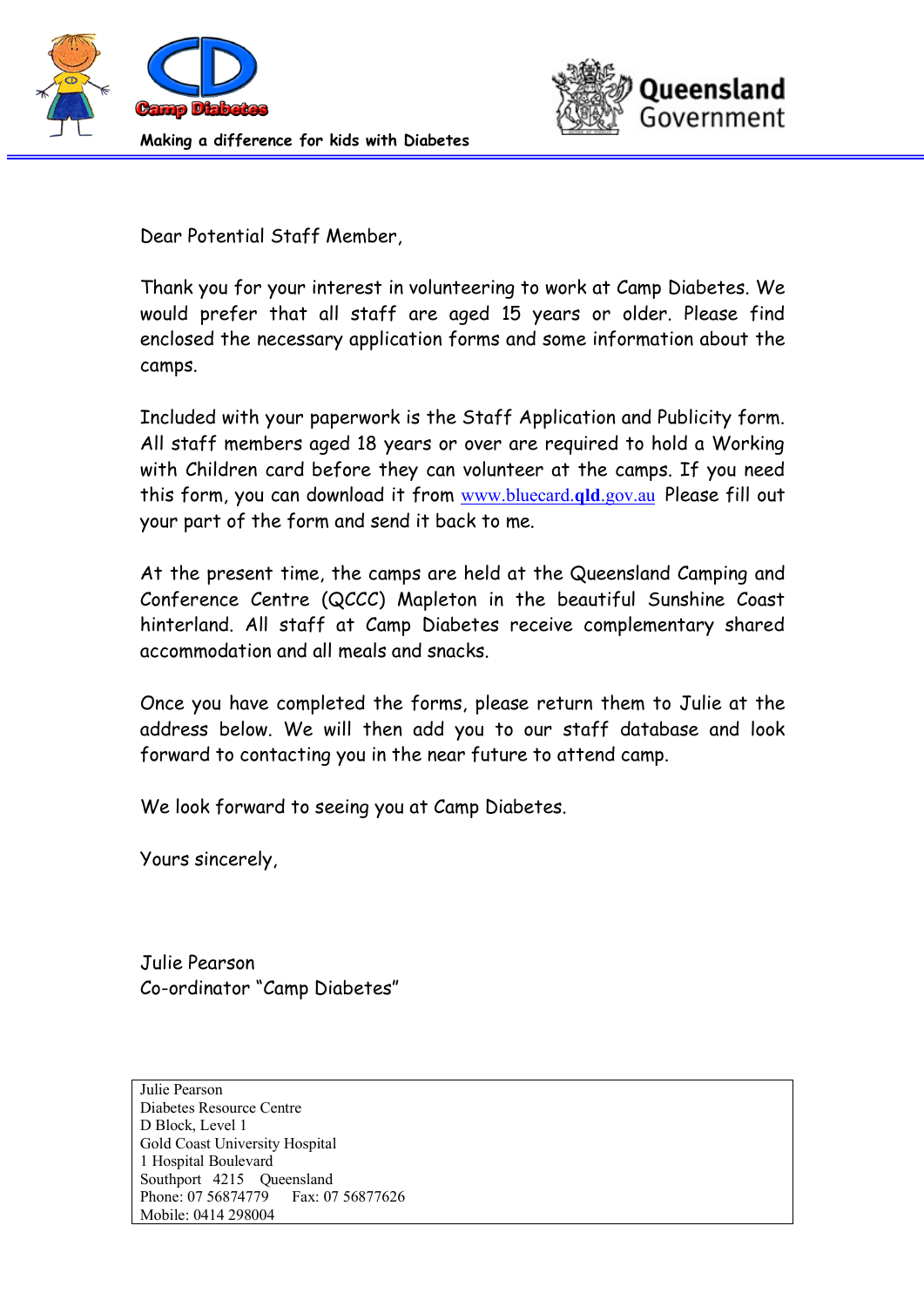Camp Diabetes

Making a difference for kids with Diabetes

Queensland Government

Dear Potential Staff Member,

Thank you for your interest in volunteering to work at Camp Diabetes. We would prefer that all staff are aged 15 years or older. Please find enclosed the necessary application forms and some information about the camps.

Included with your paperwork is the Staff Application and Publicity form. All staff members aged 18 years or over are required to hold a Working with Children card before they can volunteer at the camps. If you need this form, you can download it from www.bluecard.**qld**.gov.au Please fill out your part of the form and send it back to me.

At the present time, the camps are held at the Queensland Camping and Conference Centre (QCCC) Mapleton in the beautiful Sunshine Coast hinterland. All staff at Camp Diabetes receive complementary shared accommodation and all meals and snacks.

Once you have completed the forms, please return them to Julie at the address below. We will then add you to our staff database and look forward to contacting you in the near future to attend camp.

We look forward to seeing you at Camp Diabetes.

Yours sincerely,

Julie Pearson
Co-ordinator "Camp Diabetes"

Julie Pearson
Diabetes Resource Centre
D Block, Level 1
Gold Coast University Hospital
1 Hospital Boulevard
Southport 4215 Queensland
Phone: 07 56874779 Fax: 07 56877626
Mobile: 0414 298004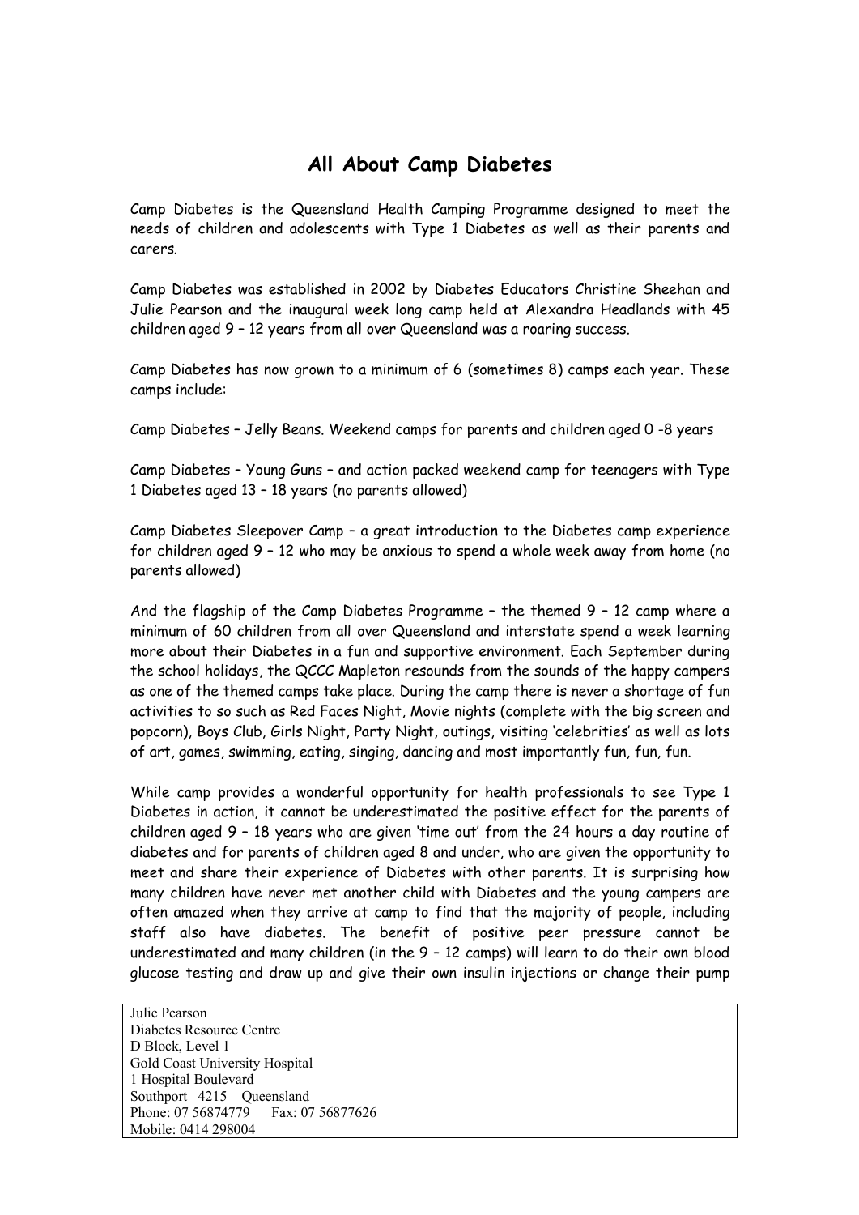# All About Camp Diabetes

Camp Diabetes is the Queensland Health Camping Programme designed to meet the needs of children and adolescents with Type 1 Diabetes as well as their parents and carers.

Camp Diabetes was established in 2002 by Diabetes Educators Christine Sheehan and Julie Pearson and the inaugural week long camp held at Alexandra Headlands with 45 children aged 9 – 12 years from all over Queensland was a roaring success.

Camp Diabetes has now grown to a minimum of 6 (sometimes 8) camps each year. These camps include:

Camp Diabetes – Jelly Beans. Weekend camps for parents and children aged 0 -8 years

Camp Diabetes – Young Guns – and action packed weekend camp for teenagers with Type 1 Diabetes aged 13 – 18 years (no parents allowed)

Camp Diabetes Sleepover Camp – a great introduction to the Diabetes camp experience for children aged 9 – 12 who may be anxious to spend a whole week away from home (no parents allowed)

And the flagship of the Camp Diabetes Programme – the themed 9 – 12 camp where a minimum of 60 children from all over Queensland and interstate spend a week learning more about their Diabetes in a fun and supportive environment. Each September during the school holidays, the QCCC Mapleton resounds from the sounds of the happy campers as one of the themed camps take place. During the camp there is never a shortage of fun activities to so such as Red Faces Night, Movie nights (complete with the big screen and popcorn), Boys Club, Girls Night, Party Night, outings, visiting 'celebrities' as well as lots of art, games, swimming, eating, singing, dancing and most importantly fun, fun, fun.

While camp provides a wonderful opportunity for health professionals to see Type 1 Diabetes in action, it cannot be underestimated the positive effect for the parents of children aged 9 – 18 years who are given 'time out' from the 24 hours a day routine of diabetes and for parents of children aged 8 and under, who are given the opportunity to meet and share their experience of Diabetes with other parents. It is surprising how many children have never met another child with Diabetes and the young campers are often amazed when they arrive at camp to find that the majority of people, including staff also have diabetes. The benefit of positive peer pressure cannot be underestimated and many children (in the 9 – 12 camps) will learn to do their own blood glucose testing and draw up and give their own insulin injections or change their pump

Julie Pearson
Diabetes Resource Centre
D Block, Level 1
Gold Coast University Hospital
1 Hospital Boulevard
Southport 4215 Queensland
Phone: 07 56874779 Fax: 07 56877626
Mobile: 0414 298004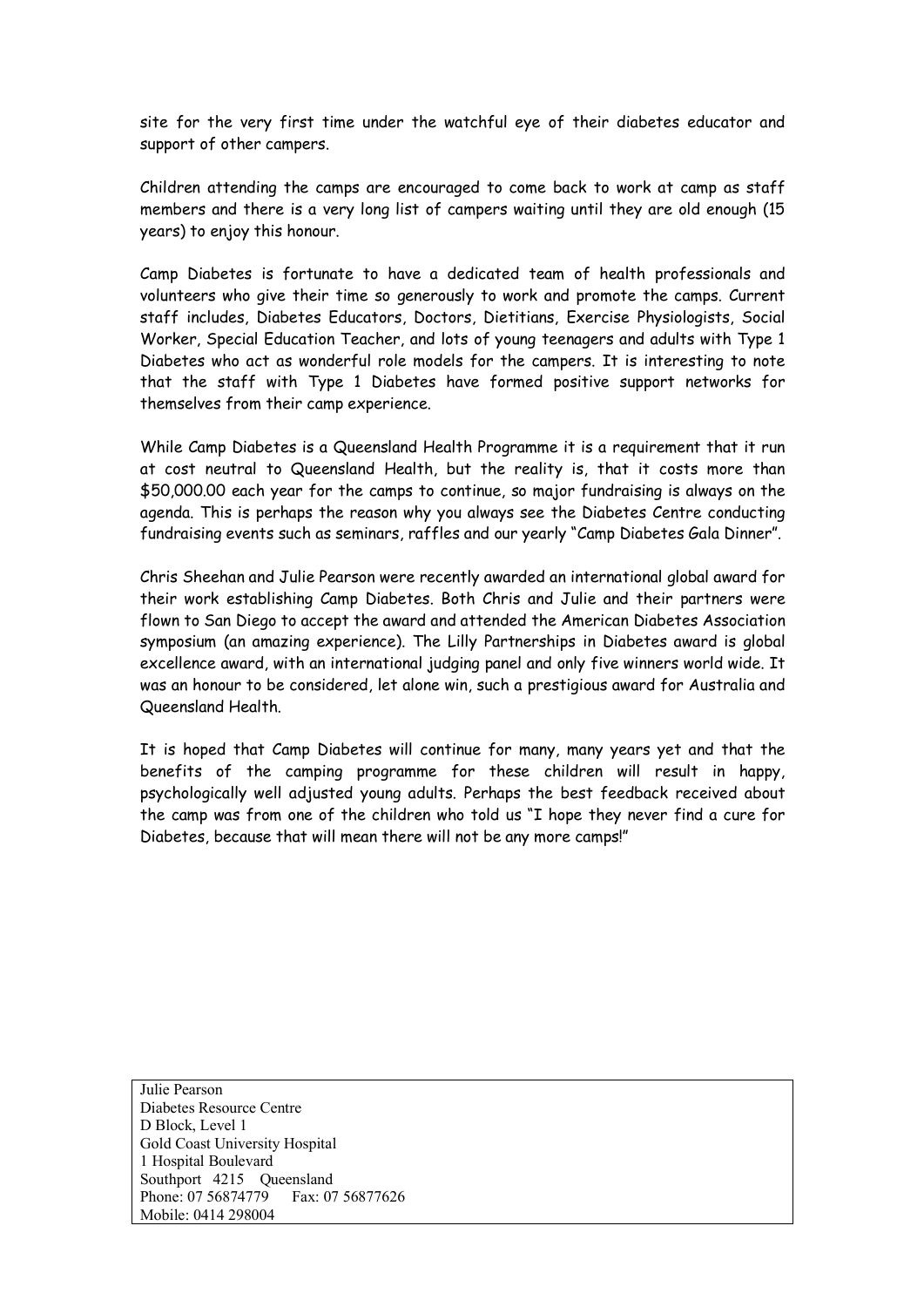site for the very first time under the watchful eye of their diabetes educator and support of other campers.

Children attending the camps are encouraged to come back to work at camp as staff members and there is a very long list of campers waiting until they are old enough (15 years) to enjoy this honour.

Camp Diabetes is fortunate to have a dedicated team of health professionals and volunteers who give their time so generously to work and promote the camps. Current staff includes, Diabetes Educators, Doctors, Dietitians, Exercise Physiologists, Social Worker, Special Education Teacher, and lots of young teenagers and adults with Type 1 Diabetes who act as wonderful role models for the campers. It is interesting to note that the staff with Type 1 Diabetes have formed positive support networks for themselves from their camp experience.

While Camp Diabetes is a Queensland Health Programme it is a requirement that it run at cost neutral to Queensland Health, but the reality is, that it costs more than $50,000.00 each year for the camps to continue, so major fundraising is always on the agenda. This is perhaps the reason why you always see the Diabetes Centre conducting fundraising events such as seminars, raffles and our yearly "Camp Diabetes Gala Dinner".

Chris Sheehan and Julie Pearson were recently awarded an international global award for their work establishing Camp Diabetes. Both Chris and Julie and their partners were flown to San Diego to accept the award and attended the American Diabetes Association symposium (an amazing experience). The Lilly Partnerships in Diabetes award is global excellence award, with an international judging panel and only five winners world wide. It was an honour to be considered, let alone win, such a prestigious award for Australia and Queensland Health.

It is hoped that Camp Diabetes will continue for many, many years yet and that the benefits of the camping programme for these children will result in happy, psychologically well adjusted young adults. Perhaps the best feedback received about the camp was from one of the children who told us "I hope they never find a cure for Diabetes, because that will mean there will not be any more camps!"

Julie Pearson
Diabetes Resource Centre
D Block, Level 1
Gold Coast University Hospital
1 Hospital Boulevard
Southport 4215 Queensland
Phone: 07 56874779 Fax: 07 56877626
Mobile: 0414 298004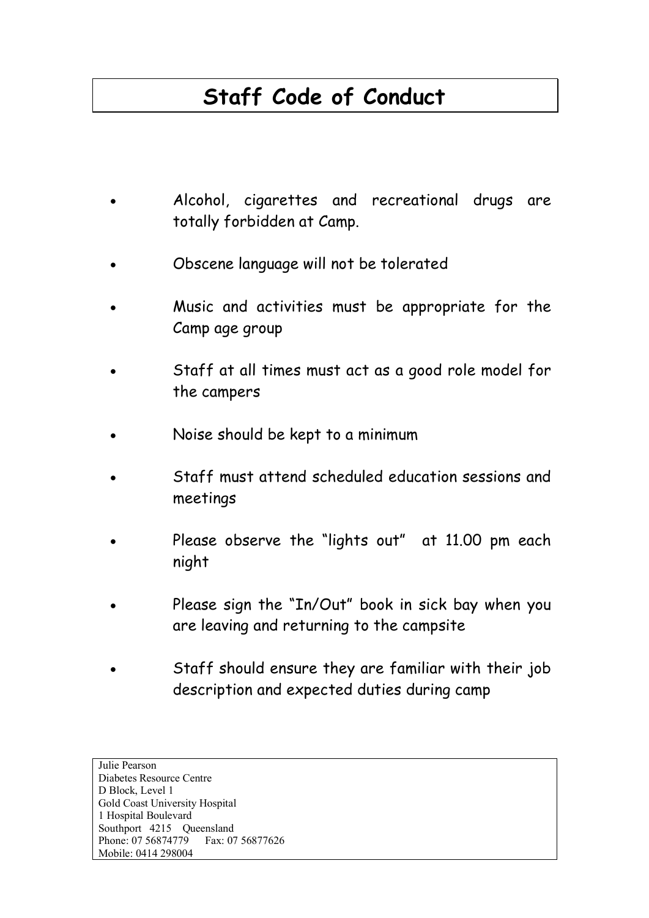# Staff Code of Conduct

- Alcohol, cigarettes and recreational drugs are totally forbidden at Camp.
- Obscene language will not be tolerated
- Music and activities must be appropriate for the Camp age group
- Staff at all times must act as a good role model for the campers
- Noise should be kept to a minimum
- Staff must attend scheduled education sessions and meetings
- Please observe the "lights out" at 11.00 pm each night
- Please sign the "In/Out" book in sick bay when you are leaving and returning to the campsite
- Staff should ensure they are familiar with their job description and expected duties during camp

Julie Pearson
Diabetes Resource Centre
D Block, Level 1
Gold Coast University Hospital
1 Hospital Boulevard
Southport 4215 Queensland
Phone: 07 56874779 Fax: 07 56877626
Mobile: 0414 298004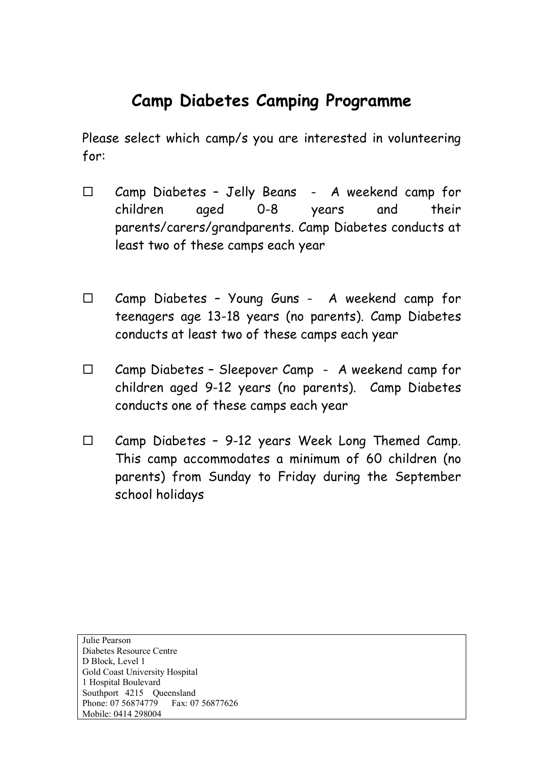# Camp Diabetes Camping Programme

Please select which camp/s you are interested in volunteering for:

- ☐ Camp Diabetes – Jelly Beans - A weekend camp for children aged 0-8 years and their parents/carers/grandparents. Camp Diabetes conducts at least two of these camps each year

- ☐ Camp Diabetes – Young Guns - A weekend camp for teenagers age 13-18 years (no parents). Camp Diabetes conducts at least two of these camps each year

- ☐ Camp Diabetes – Sleepover Camp - A weekend camp for children aged 9-12 years (no parents). Camp Diabetes conducts one of these camps each year

- ☐ Camp Diabetes – 9-12 years Week Long Themed Camp. This camp accommodates a minimum of 60 children (no parents) from Sunday to Friday during the September school holidays

Julie Pearson
Diabetes Resource Centre
D Block, Level 1
Gold Coast University Hospital
1 Hospital Boulevard
Southport 4215 Queensland
Phone: 07 56874779 Fax: 07 56877626
Mobile: 0414 298004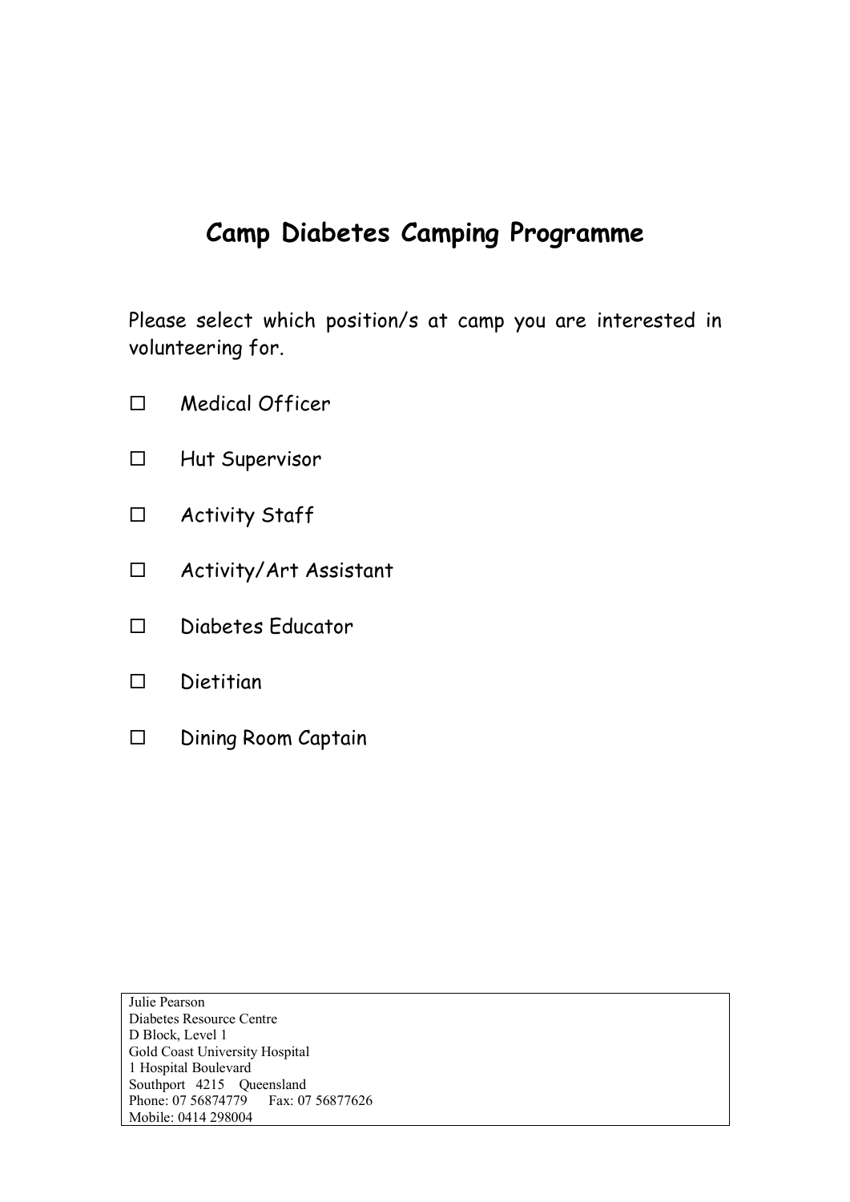# Camp Diabetes Camping Programme

Please select which position/s at camp you are interested in volunteering for.

- ☐ Medical Officer
- ☐ Hut Supervisor
- ☐ Activity Staff
- ☐ Activity/Art Assistant
- ☐ Diabetes Educator
- ☐ Dietitian
- ☐ Dining Room Captain

Julie Pearson
Diabetes Resource Centre
D Block, Level 1
Gold Coast University Hospital
1 Hospital Boulevard
Southport 4215 Queensland
Phone: 07 56874779 Fax: 07 56877626
Mobile: 0414 298004